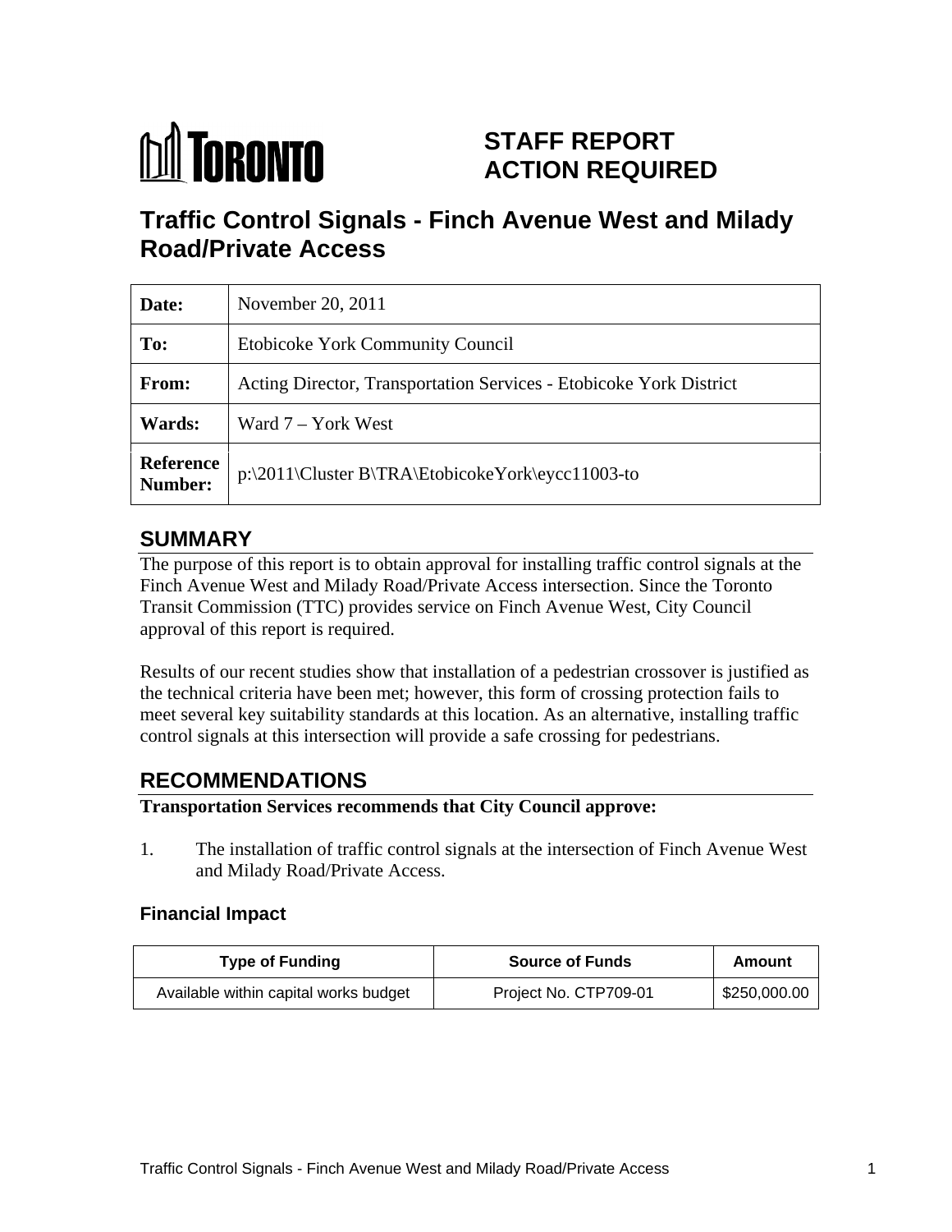TORONTO

# STAFF REPORT ACTION REQUIRED

# Traffic Control Signals - Finch Avenue West and Milady Road/Private Access

| | |
|---|---|
| **Date:** | November 20, 2011 |
| **To:** | Etobicoke York Community Council |
| **From:** | Acting Director, Transportation Services - Etobicoke York District |
| **Wards:** | Ward 7 – York West |
| **Reference Number:** | p:\2011\Cluster B\TRA\EtobicokeYork\eycc11003-to |

## SUMMARY

The purpose of this report is to obtain approval for installing traffic control signals at the Finch Avenue West and Milady Road/Private Access intersection. Since the Toronto Transit Commission (TTC) provides service on Finch Avenue West, City Council approval of this report is required.

Results of our recent studies show that installation of a pedestrian crossover is justified as the technical criteria have been met; however, this form of crossing protection fails to meet several key suitability standards at this location. As an alternative, installing traffic control signals at this intersection will provide a safe crossing for pedestrians.

## RECOMMENDATIONS

**Transportation Services recommends that City Council approve:**

1. The installation of traffic control signals at the intersection of Finch Avenue West and Milady Road/Private Access.

### Financial Impact

| Type of Funding | Source of Funds | Amount |
|---|---|---|
| Available within capital works budget | Project No. CTP709-01 | $250,000.00 |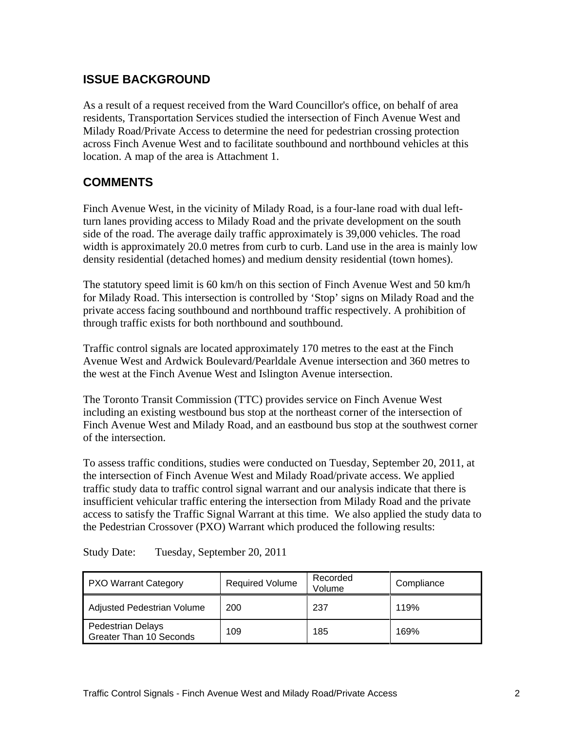## ISSUE BACKGROUND

As a result of a request received from the Ward Councillor's office, on behalf of area residents, Transportation Services studied the intersection of Finch Avenue West and Milady Road/Private Access to determine the need for pedestrian crossing protection across Finch Avenue West and to facilitate southbound and northbound vehicles at this location. A map of the area is Attachment 1.

## COMMENTS

Finch Avenue West, in the vicinity of Milady Road, is a four-lane road with dual left-turn lanes providing access to Milady Road and the private development on the south side of the road. The average daily traffic approximately is 39,000 vehicles. The road width is approximately 20.0 metres from curb to curb. Land use in the area is mainly low density residential (detached homes) and medium density residential (town homes).

The statutory speed limit is 60 km/h on this section of Finch Avenue West and 50 km/h for Milady Road. This intersection is controlled by 'Stop' signs on Milady Road and the private access facing southbound and northbound traffic respectively. A prohibition of through traffic exists for both northbound and southbound.

Traffic control signals are located approximately 170 metres to the east at the Finch Avenue West and Ardwick Boulevard/Pearldale Avenue intersection and 360 metres to the west at the Finch Avenue West and Islington Avenue intersection.

The Toronto Transit Commission (TTC) provides service on Finch Avenue West including an existing westbound bus stop at the northeast corner of the intersection of Finch Avenue West and Milady Road, and an eastbound bus stop at the southwest corner of the intersection.

To assess traffic conditions, studies were conducted on Tuesday, September 20, 2011, at the intersection of Finch Avenue West and Milady Road/private access. We applied traffic study data to traffic control signal warrant and our analysis indicate that there is insufficient vehicular traffic entering the intersection from Milady Road and the private access to satisfy the Traffic Signal Warrant at this time. We also applied the study data to the Pedestrian Crossover (PXO) Warrant which produced the following results:

Study Date: Tuesday, September 20, 2011

| PXO Warrant Category | Required Volume | Recorded Volume | Compliance |
|---|---|---|---|
| Adjusted Pedestrian Volume | 200 | 237 | 119% |
| Pedestrian Delays Greater Than 10 Seconds | 109 | 185 | 169% |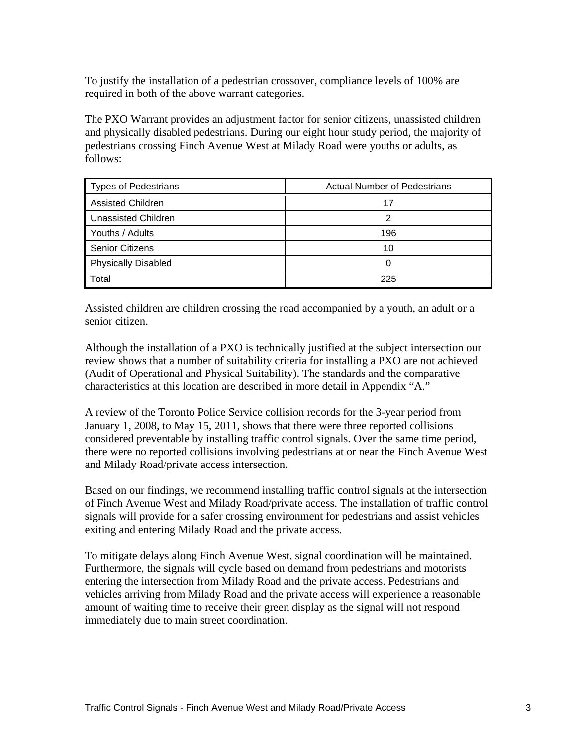To justify the installation of a pedestrian crossover, compliance levels of 100% are required in both of the above warrant categories.

The PXO Warrant provides an adjustment factor for senior citizens, unassisted children and physically disabled pedestrians. During our eight hour study period, the majority of pedestrians crossing Finch Avenue West at Milady Road were youths or adults, as follows:

| Types of Pedestrians | Actual Number of Pedestrians |
|---|---|
| Assisted Children | 17 |
| Unassisted Children | 2 |
| Youths / Adults | 196 |
| Senior Citizens | 10 |
| Physically Disabled | 0 |
| Total | 225 |

Assisted children are children crossing the road accompanied by a youth, an adult or a senior citizen.

Although the installation of a PXO is technically justified at the subject intersection our review shows that a number of suitability criteria for installing a PXO are not achieved (Audit of Operational and Physical Suitability). The standards and the comparative characteristics at this location are described in more detail in Appendix "A."

A review of the Toronto Police Service collision records for the 3-year period from January 1, 2008, to May 15, 2011, shows that there were three reported collisions considered preventable by installing traffic control signals. Over the same time period, there were no reported collisions involving pedestrians at or near the Finch Avenue West and Milady Road/private access intersection.

Based on our findings, we recommend installing traffic control signals at the intersection of Finch Avenue West and Milady Road/private access. The installation of traffic control signals will provide for a safer crossing environment for pedestrians and assist vehicles exiting and entering Milady Road and the private access.

To mitigate delays along Finch Avenue West, signal coordination will be maintained. Furthermore, the signals will cycle based on demand from pedestrians and motorists entering the intersection from Milady Road and the private access. Pedestrians and vehicles arriving from Milady Road and the private access will experience a reasonable amount of waiting time to receive their green display as the signal will not respond immediately due to main street coordination.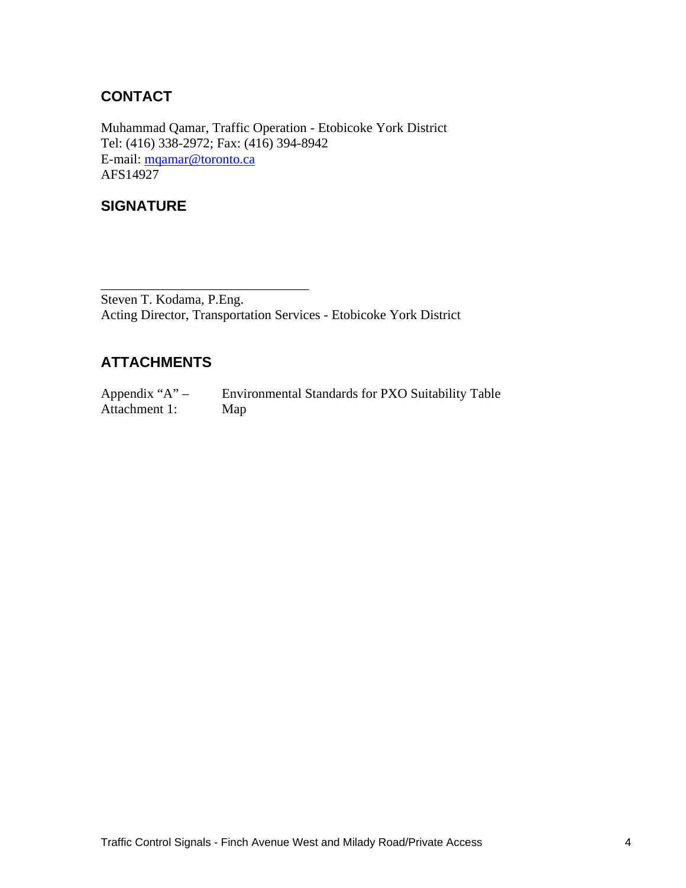## CONTACT

Muhammad Qamar, Traffic Operation - Etobicoke York District
Tel: (416) 338-2972; Fax: (416) 394-8942
E-mail: mqamar@toronto.ca
AFS14927

## SIGNATURE

_______________________________
Steven T. Kodama, P.Eng.
Acting Director, Transportation Services - Etobicoke York District

## ATTACHMENTS

Appendix "A" – Environmental Standards for PXO Suitability Table
Attachment 1: Map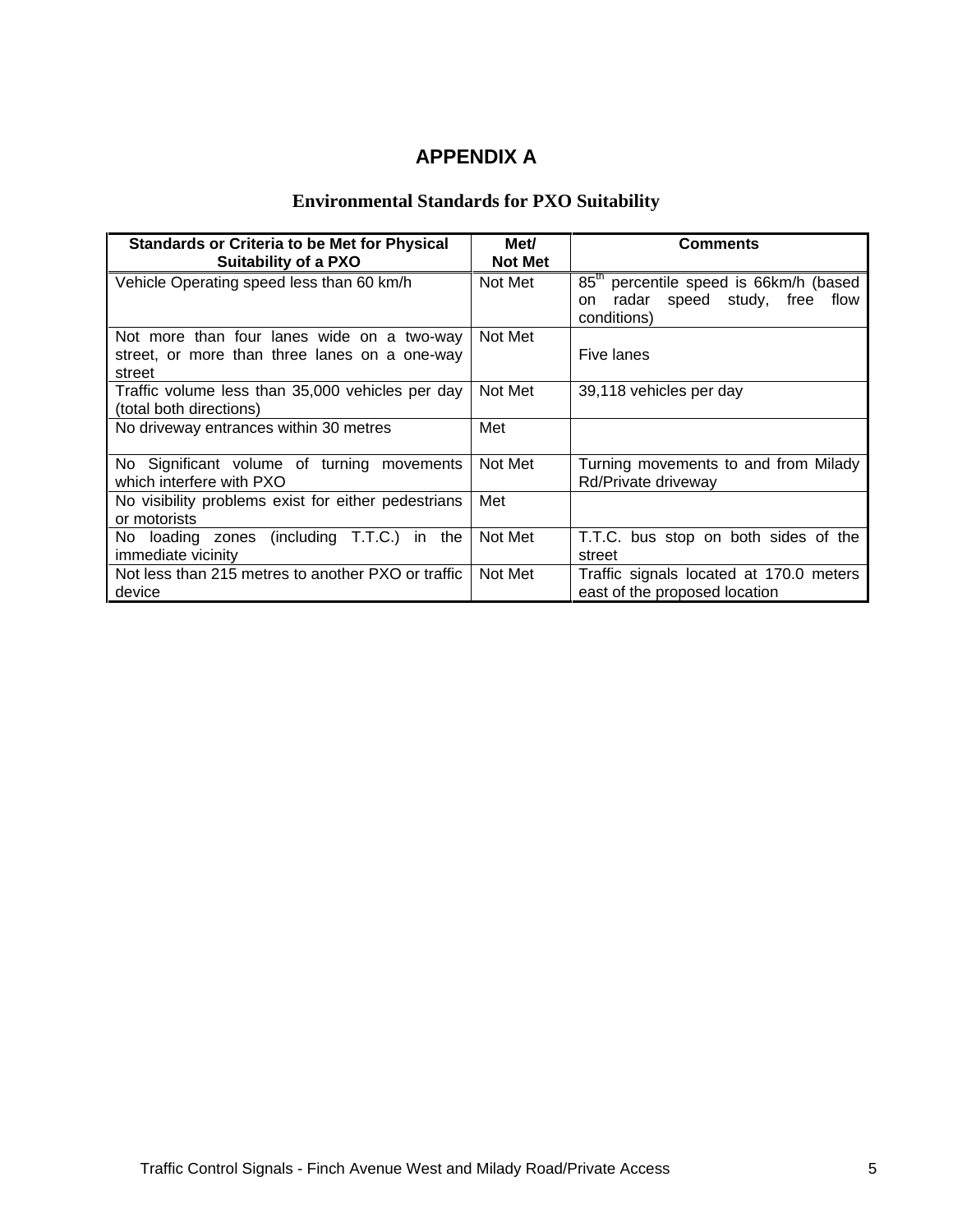# APPENDIX A

## Environmental Standards for PXO Suitability

| Standards or Criteria to be Met for Physical Suitability of a PXO | Met/ Not Met | Comments |
|---|---|---|
| Vehicle Operating speed less than 60 km/h | Not Met | $85^{th}$ percentile speed is 66km/h (based on radar speed study, free flow conditions) |
| Not more than four lanes wide on a two-way street, or more than three lanes on a one-way street | Not Met | Five lanes |
| Traffic volume less than 35,000 vehicles per day (total both directions) | Not Met | 39,118 vehicles per day |
| No driveway entrances within 30 metres | Met | |
| No Significant volume of turning movements which interfere with PXO | Not Met | Turning movements to and from Milady Rd/Private driveway |
| No visibility problems exist for either pedestrians or motorists | Met | |
| No loading zones (including T.T.C.) in the immediate vicinity | Not Met | T.T.C. bus stop on both sides of the street |
| Not less than 215 metres to another PXO or traffic device | Not Met | Traffic signals located at 170.0 meters east of the proposed location |